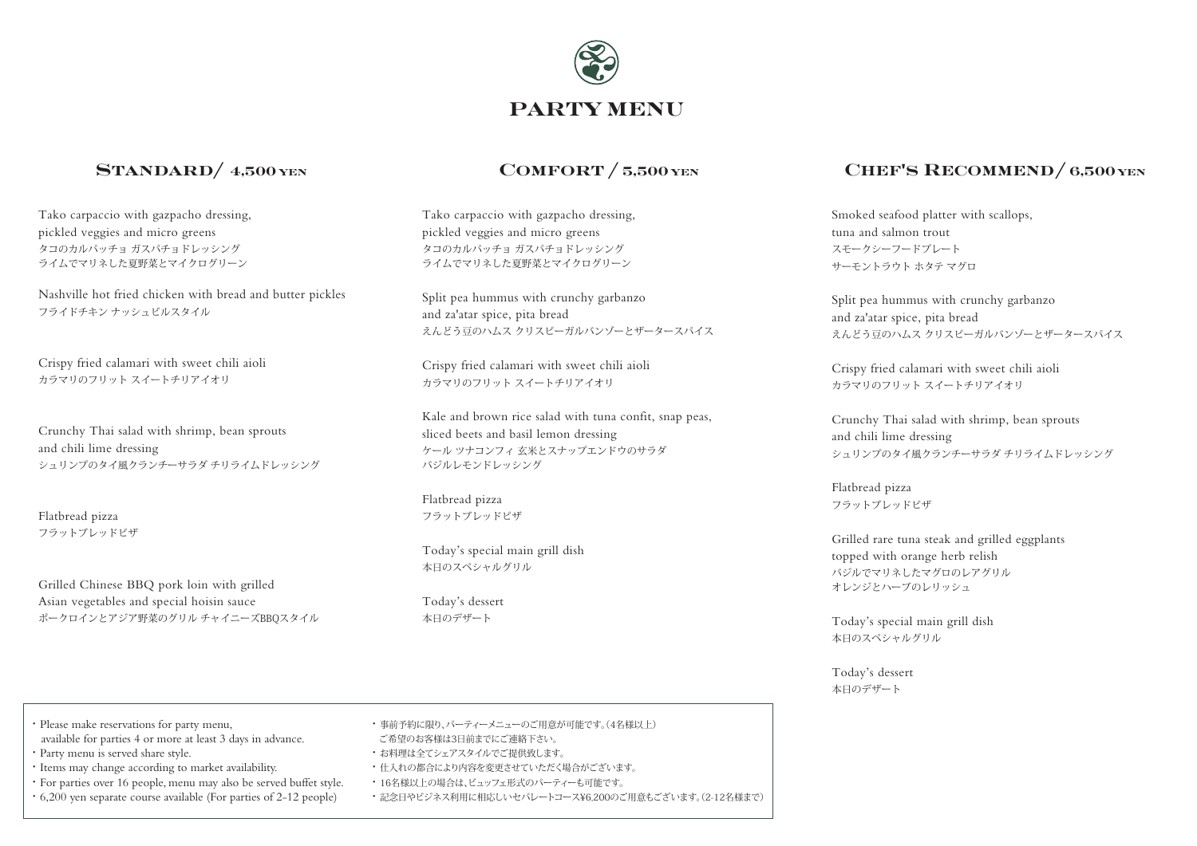# PARTY MENU

## STANDARD/ 4,500 YEN

Tako carpaccio with gazpacho dressing,
pickled veggies and micro greens
タコのカルパッチョ ガスパチョドレッシング
ライムでマリネした夏野菜とマイクログリーン

Nashville hot fried chicken with bread and butter pickles
フライドチキン ナッシュビルスタイル

Crispy fried calamari with sweet chili aioli
カラマリのフリット スイートチリアイオリ

Crunchy Thai salad with shrimp, bean sprouts
and chili lime dressing
シュリンプのタイ風クランチーサラダ チリライムドレッシング

Flatbread pizza
フラットブレッドピザ

Grilled Chinese BBQ pork loin with grilled
Asian vegetables and special hoisin sauce
ポークロインとアジア野菜のグリル チャイニーズBBQスタイル

## COMFORT / 5,500 YEN

Tako carpaccio with gazpacho dressing,
pickled veggies and micro greens
タコのカルパッチョ ガスパチョドレッシング
ライムでマリネした夏野菜とマイクログリーン

Split pea hummus with crunchy garbanzo
and za'atar spice, pita bread
えんどう豆のハムス クリスピーガルバンゾーとザータースパイス

Crispy fried calamari with sweet chili aioli
カラマリのフリット スイートチリアイオリ

Kale and brown rice salad with tuna confit, snap peas,
sliced beets and basil lemon dressing
ケール ツナコンフィ 玄米とスナップエンドウのサラダ
バジルレモンドレッシング

Flatbread pizza
フラットブレッドピザ

Today's special main grill dish
本日のスペシャルグリル

Today's dessert
本日のデザート

## CHEF'S RECOMMEND / 6,500 YEN

Smoked seafood platter with scallops,
tuna and salmon trout
スモークシーフードプレート
サーモントラウト ホタテ マグロ

Split pea hummus with crunchy garbanzo
and za'atar spice, pita bread
えんどう豆のハムス クリスピーガルバンゾーとザータースパイス

Crispy fried calamari with sweet chili aioli
カラマリのフリット スイートチリアイオリ

Crunchy Thai salad with shrimp, bean sprouts
and chili lime dressing
シュリンプのタイ風クランチーサラダ チリライムドレッシング

Flatbread pizza
フラットブレッドピザ

Grilled rare tuna steak and grilled eggplants
topped with orange herb relish
バジルでマリネしたマグロのレアグリル
オレンジとハーブのレリッシュ

Today's special main grill dish
本日のスペシャルグリル

Today's dessert
本日のデザート

---

- Please make reservations for party menu, available for parties 4 or more at least 3 days in advance.
- Party menu is served share style.
- Items may change according to market availability.
- For parties over 16 people, menu may also be served buffet style.
- 6,200 yen separate course available (For parties of 2-12 people)

- 事前予約に限り、パーティーメニューのご用意が可能です。(4名様以上)
  ご希望のお客様は3日前までにご連絡下さい。
- お料理は全てシェアスタイルでご提供致します。
- 仕入れの都合により内容を変更させていただく場合がございます。
- 16名様以上の場合は、ビュッフェ形式のパーティーも可能です。
- 記念日やビジネス利用に相応しいセパレートコース¥6,200のご用意もございます。(2-12名様まで)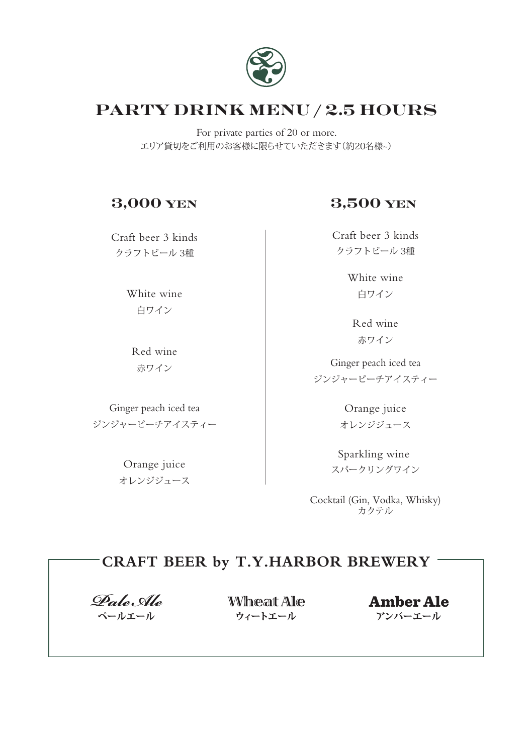# PARTY DRINK MENU / 2.5 HOURS

For private parties of 20 or more.
エリア貸切をご利用のお客様に限らせていただきます(約20名様~)

## 3,000 YEN

Craft beer 3 kinds
クラフトビール 3種

White wine
白ワイン

Red wine
赤ワイン

Ginger peach iced tea
ジンジャーピーチアイスティー

Orange juice
オレンジジュース

## 3,500 YEN

Craft beer 3 kinds
クラフトビール 3種

White wine
白ワイン

Red wine
赤ワイン

Ginger peach iced tea
ジンジャーピーチアイスティー

Orange juice
オレンジジュース

Sparkling wine
スパークリングワイン

Cocktail (Gin, Vodka, Whisky)
カクテル

## CRAFT BEER by T.Y.HARBOR BREWERY

Pale Ale
ペールエール

Wheat Ale
ウィートエール

Amber Ale
アンバーエール